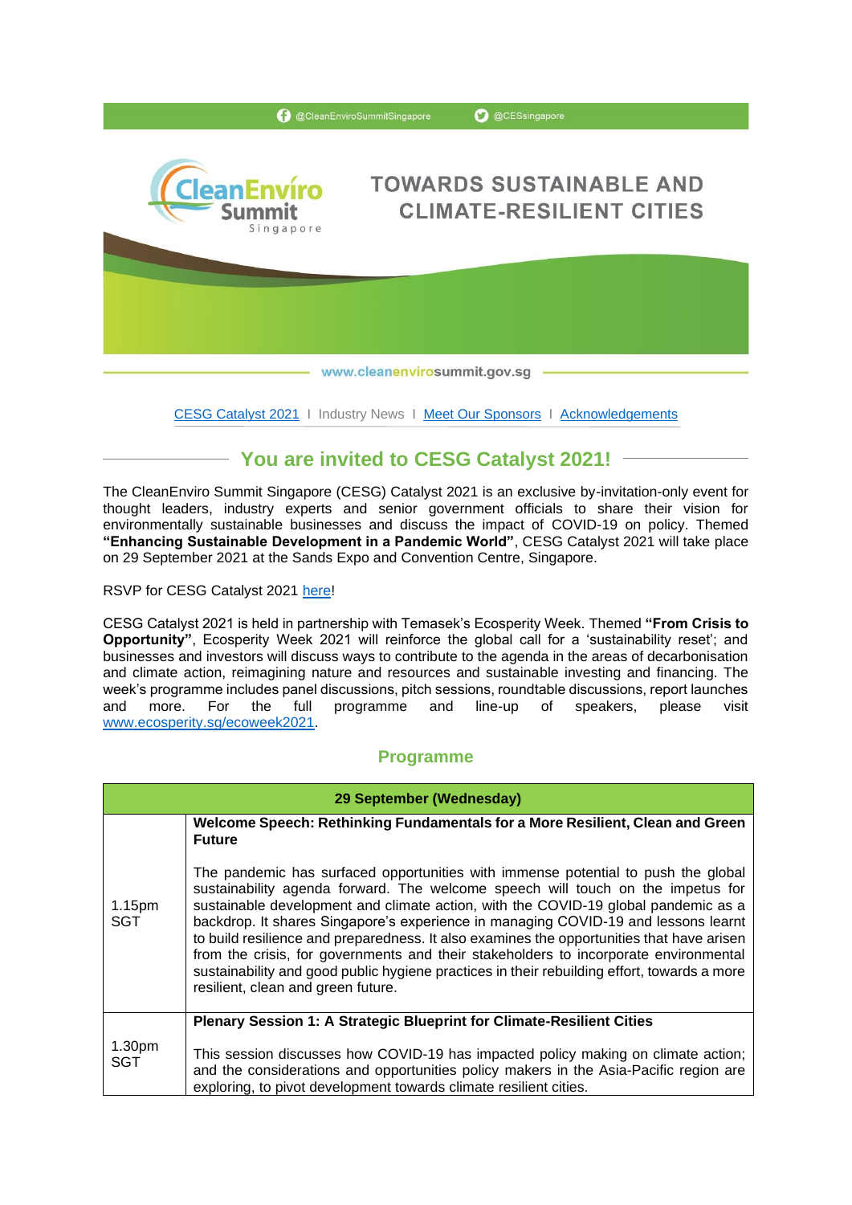@CleanEnviroSummitSingapore @CESsingapore

# TOWARDS SUSTAINABLE AND CLIMATE-RESILIENT CITIES

www.cleanenvirosummit.gov.sg

[CESG Catalyst 2021](#) I Industry News I [Meet Our Sponsors](#) I [Acknowledgements](#)

## You are invited to CESG Catalyst 2021!

The CleanEnviro Summit Singapore (CESG) Catalyst 2021 is an exclusive by-invitation-only event for thought leaders, industry experts and senior government officials to share their vision for environmentally sustainable businesses and discuss the impact of COVID-19 on policy. Themed **"Enhancing Sustainable Development in a Pandemic World"**, CESG Catalyst 2021 will take place on 29 September 2021 at the Sands Expo and Convention Centre, Singapore.

RSVP for CESG Catalyst 2021 [here](#)!

CESG Catalyst 2021 is held in partnership with Temasek's Ecosperity Week. Themed **"From Crisis to Opportunity"**, Ecosperity Week 2021 will reinforce the global call for a 'sustainability reset'; and businesses and investors will discuss ways to contribute to the agenda in the areas of decarbonisation and climate action, reimagining nature and resources and sustainable investing and financing. The week's programme includes panel discussions, pitch sessions, roundtable discussions, report launches and more. For the full programme and line-up of speakers, please visit [www.ecosperity.sg/ecoweek2021](www.ecosperity.sg/ecoweek2021).

### Programme

| 29 September (Wednesday) | |
|---|---|
| 1.15pm SGT | **Welcome Speech: Rethinking Fundamentals for a More Resilient, Clean and Green Future**<br><br>The pandemic has surfaced opportunities with immense potential to push the global sustainability agenda forward. The welcome speech will touch on the impetus for sustainable development and climate action, with the COVID-19 global pandemic as a backdrop. It shares Singapore's experience in managing COVID-19 and lessons learnt to build resilience and preparedness. It also examines the opportunities that have arisen from the crisis, for governments and their stakeholders to incorporate environmental sustainability and good public hygiene practices in their rebuilding effort, towards a more resilient, clean and green future. |
| 1.30pm SGT | **Plenary Session 1: A Strategic Blueprint for Climate-Resilient Cities**<br><br>This session discusses how COVID-19 has impacted policy making on climate action; and the considerations and opportunities policy makers in the Asia-Pacific region are exploring, to pivot development towards climate resilient cities. |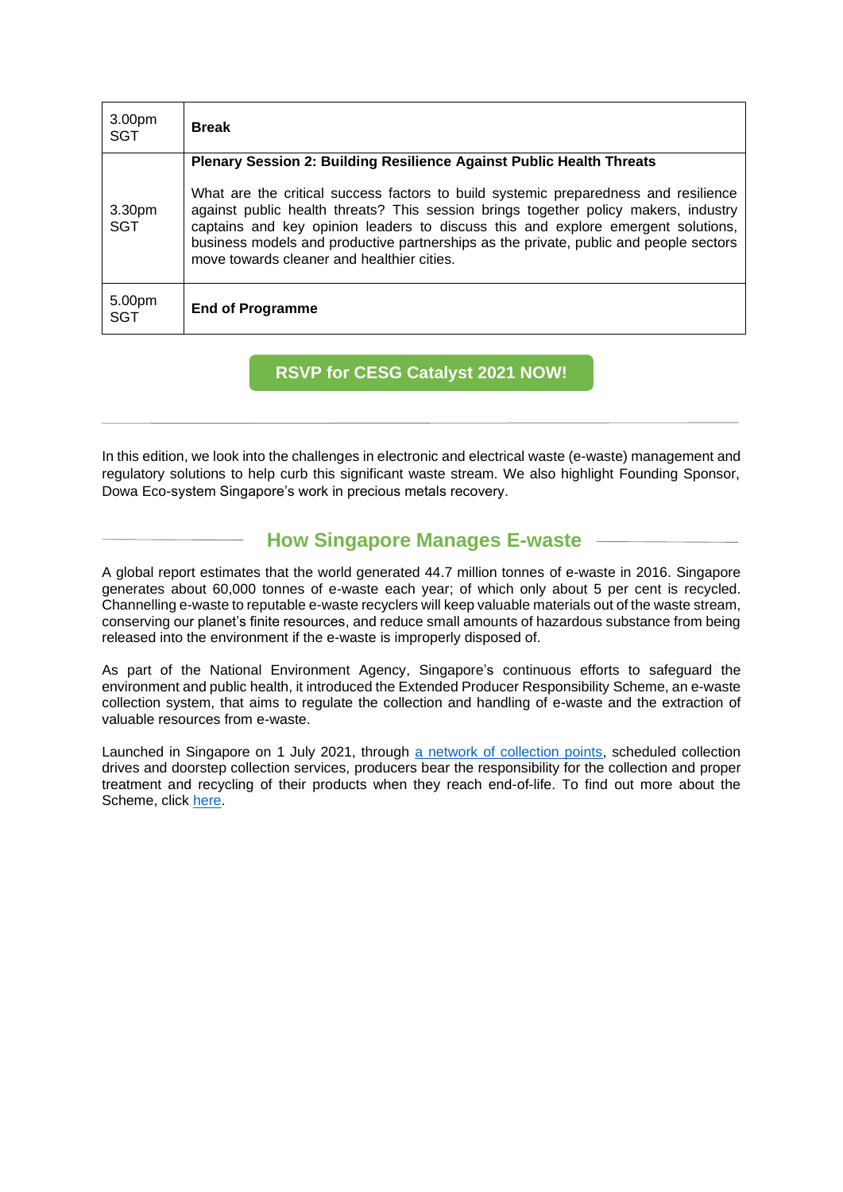| | |
|---|---|
| 3.00pm SGT | **Break** |
| 3.30pm SGT | **Plenary Session 2: Building Resilience Against Public Health Threats**<br><br>What are the critical success factors to build systemic preparedness and resilience against public health threats? This session brings together policy makers, industry captains and key opinion leaders to discuss this and explore emergent solutions, business models and productive partnerships as the private, public and people sectors move towards cleaner and healthier cities. |
| 5.00pm SGT | **End of Programme** |

**RSVP for CESG Catalyst 2021 NOW!**

---

In this edition, we look into the challenges in electronic and electrical waste (e-waste) management and regulatory solutions to help curb this significant waste stream. We also highlight Founding Sponsor, Dowa Eco-system Singapore's work in precious metals recovery.

## How Singapore Manages E-waste

A global report estimates that the world generated 44.7 million tonnes of e-waste in 2016. Singapore generates about 60,000 tonnes of e-waste each year; of which only about 5 per cent is recycled. Channelling e-waste to reputable e-waste recyclers will keep valuable materials out of the waste stream, conserving our planet's finite resources, and reduce small amounts of hazardous substance from being released into the environment if the e-waste is improperly disposed of.

As part of the National Environment Agency, Singapore's continuous efforts to safeguard the environment and public health, it introduced the Extended Producer Responsibility Scheme, an e-waste collection system, that aims to regulate the collection and handling of e-waste and the extraction of valuable resources from e-waste.

Launched in Singapore on 1 July 2021, through a network of collection points, scheduled collection drives and doorstep collection services, producers bear the responsibility for the collection and proper treatment and recycling of their products when they reach end-of-life. To find out more about the Scheme, click here.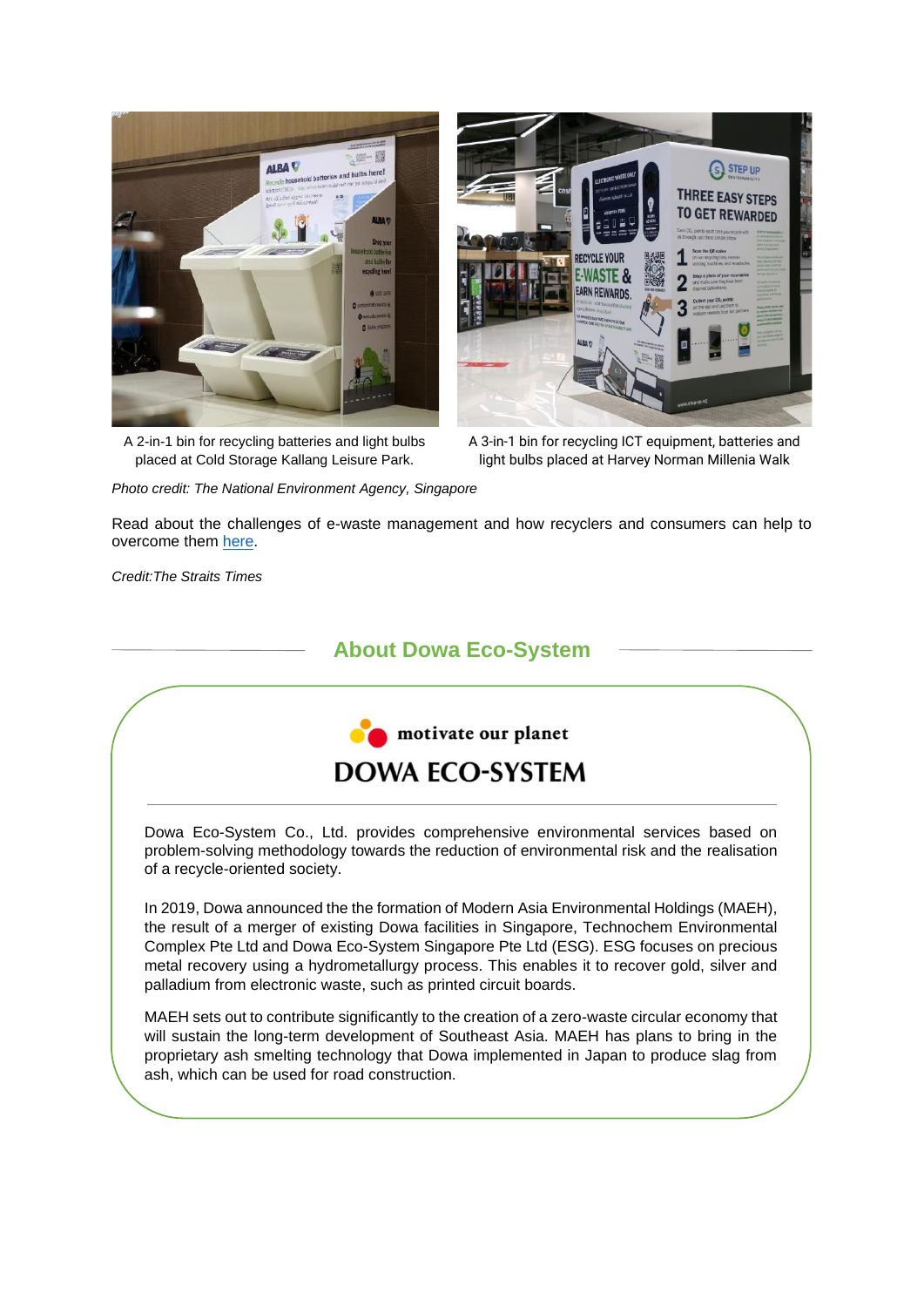A 2-in-1 bin for recycling batteries and light bulbs placed at Cold Storage Kallang Leisure Park.

A 3-in-1 bin for recycling ICT equipment, batteries and light bulbs placed at Harvey Norman Millenia Walk

*Photo credit: The National Environment Agency, Singapore*

Read about the challenges of e-waste management and how recyclers and consumers can help to overcome them here.

*Credit:The Straits Times*

## About Dowa Eco-System

motivate our planet

**DOWA ECO-SYSTEM**

Dowa Eco-System Co., Ltd. provides comprehensive environmental services based on problem-solving methodology towards the reduction of environmental risk and the realisation of a recycle-oriented society.

In 2019, Dowa announced the the formation of Modern Asia Environmental Holdings (MAEH), the result of a merger of existing Dowa facilities in Singapore, Technochem Environmental Complex Pte Ltd and Dowa Eco-System Singapore Pte Ltd (ESG). ESG focuses on precious metal recovery using a hydrometallurgy process. This enables it to recover gold, silver and palladium from electronic waste, such as printed circuit boards.

MAEH sets out to contribute significantly to the creation of a zero-waste circular economy that will sustain the long-term development of Southeast Asia. MAEH has plans to bring in the proprietary ash smelting technology that Dowa implemented in Japan to produce slag from ash, which can be used for road construction.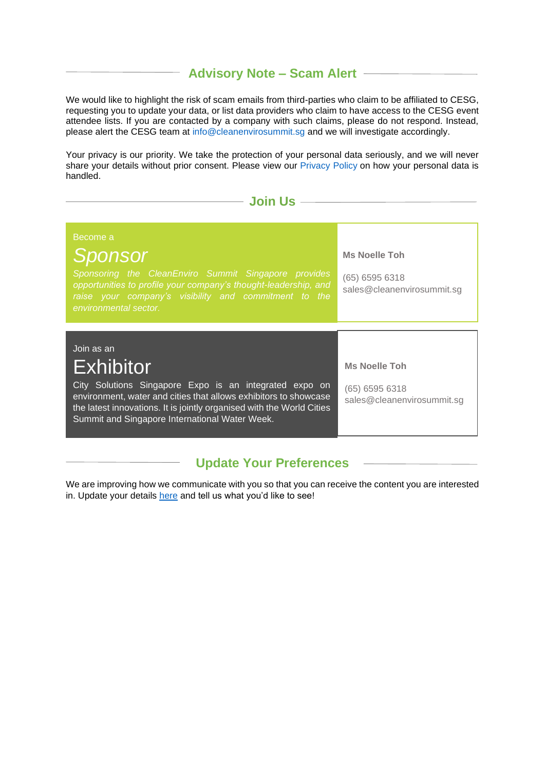## Advisory Note – Scam Alert

We would like to highlight the risk of scam emails from third-parties who claim to be affiliated to CESG, requesting you to update your data, or list data providers who claim to have access to the CESG event attendee lists. If you are contacted by a company with such claims, please do not respond. Instead, please alert the CESG team at info@cleanenvirosummit.sg and we will investigate accordingly.

Your privacy is our priority. We take the protection of your personal data seriously, and we will never share your details without prior consent. Please view our Privacy Policy on how your personal data is handled.

## Join Us

| Become a<br>*Sponsor*<br>*Sponsoring the CleanEnviro Summit Singapore provides opportunities to profile your company's thought-leadership, and raise your company's visibility and commitment to the environmental sector.* | **Ms Noelle Toh**<br>(65) 6595 6318<br>sales@cleanenvirosummit.sg |
|---|---|
| Join as an<br>Exhibitor<br>City Solutions Singapore Expo is an integrated expo on environment, water and cities that allows exhibitors to showcase the latest innovations. It is jointly organised with the World Cities Summit and Singapore International Water Week. | **Ms Noelle Toh**<br>(65) 6595 6318<br>sales@cleanenvirosummit.sg |

## Update Your Preferences

We are improving how we communicate with you so that you can receive the content you are interested in. Update your details here and tell us what you'd like to see!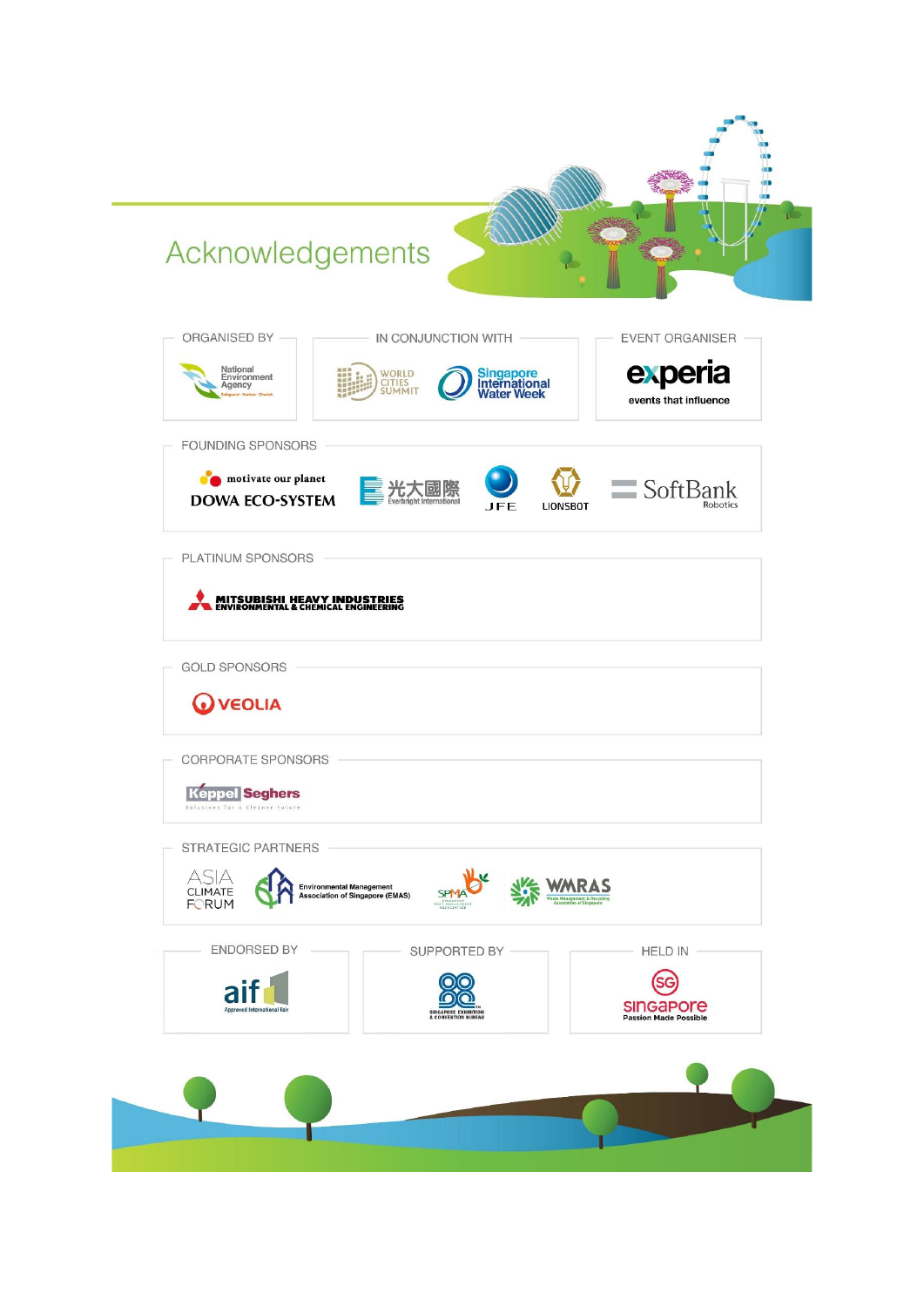# Acknowledgements

## ORGANISED BY

National Environment Agency

Safeguard · Nurture · Cherish

## IN CONJUNCTION WITH

World Cities Summit

Singapore International Water Week

## EVENT ORGANISER

experia

events that influence

## FOUNDING SPONSORS

motivate our planet

DOWA ECO-SYSTEM

光大國際

Everbright International

JFE

LIONSBOT

SoftBank Robotics

## PLATINUM SPONSORS

MITSUBISHI HEAVY INDUSTRIES ENVIRONMENTAL & CHEMICAL ENGINEERING

## GOLD SPONSORS

VEOLIA

## CORPORATE SPONSORS

Keppel Seghers

Solutions for a Cleaner Future

## STRATEGIC PARTNERS

ASIA CLIMATE FORUM

Environmental Management Association of Singapore (EMAS)

SPMA

WMRAS

Waste Management & Recycling Association of Singapore

## ENDORSED BY

aif

Approved International Fair

## SUPPORTED BY

Singapore Exhibition & Convention Bureau

## HELD IN

SG

Singapore

Passion Made Possible